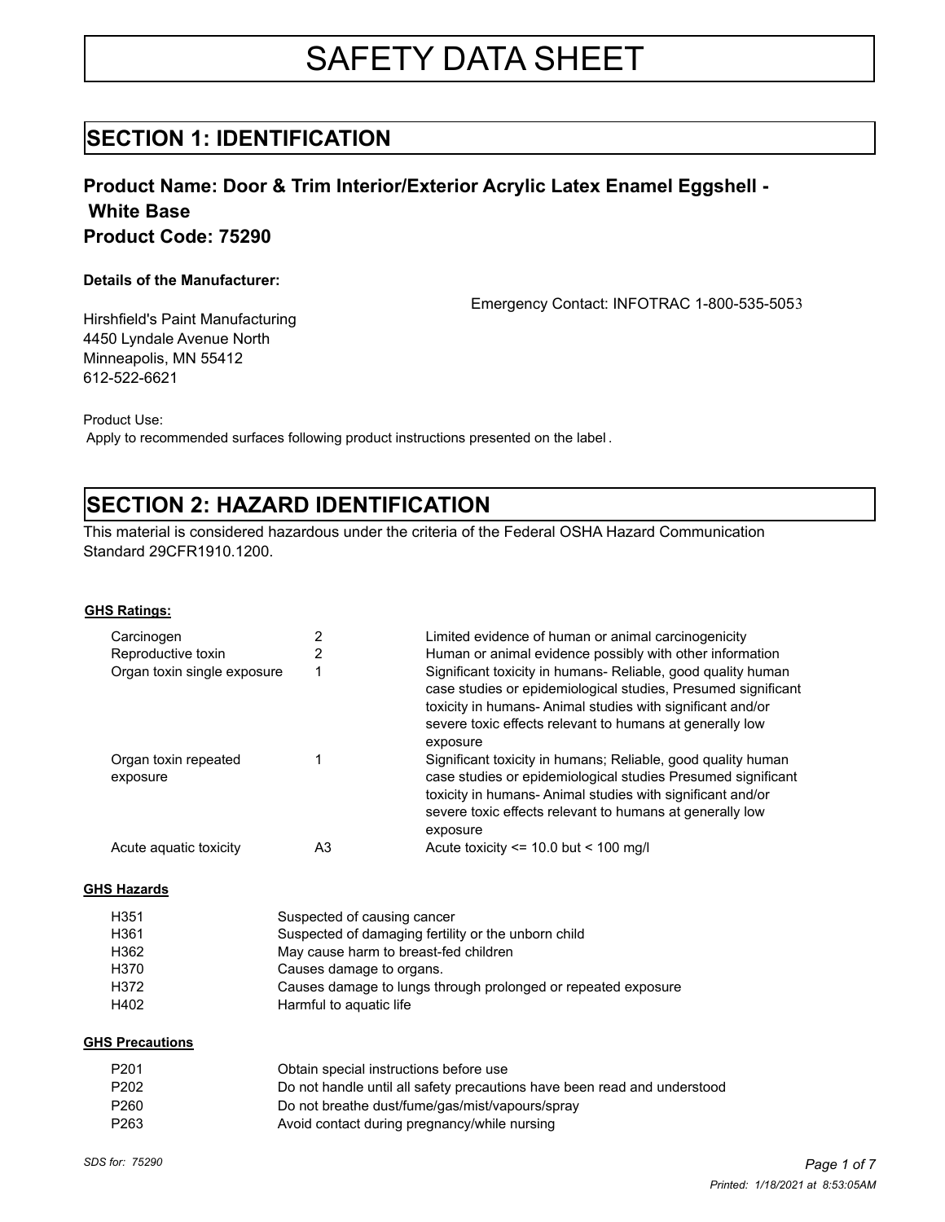# SAFETY DATA SHEET

## SECTION 1: IDENTIFICATION

### Product Name: Door & Trim Interior/Exterior Acrylic Latex Enamel Eggshell - White Base
### Product Code: 75290

**Details of the Manufacturer:**

Emergency Contact: INFOTRAC 1-800-535-5053

Hirshfield's Paint Manufacturing
4450 Lyndale Avenue North
Minneapolis, MN 55412
612-522-6621

Product Use:
Apply to recommended surfaces following product instructions presented on the label.

## SECTION 2: HAZARD IDENTIFICATION

This material is considered hazardous under the criteria of the Federal OSHA Hazard Communication Standard 29CFR1910.1200.

**GHS Ratings:**

| | | |
|---|---|---|
| Carcinogen | 2 | Limited evidence of human or animal carcinogenicity |
| Reproductive toxin | 2 | Human or animal evidence possibly with other information |
| Organ toxin single exposure | 1 | Significant toxicity in humans- Reliable, good quality human case studies or epidemiological studies, Presumed significant toxicity in humans- Animal studies with significant and/or severe toxic effects relevant to humans at generally low exposure |
| Organ toxin repeated exposure | 1 | Significant toxicity in humans; Reliable, good quality human case studies or epidemiological studies Presumed significant toxicity in humans- Animal studies with significant and/or severe toxic effects relevant to humans at generally low exposure |
| Acute aquatic toxicity | A3 | Acute toxicity <= 10.0 but < 100 mg/l |

**GHS Hazards**

| | |
|---|---|
| H351 | Suspected of causing cancer |
| H361 | Suspected of damaging fertility or the unborn child |
| H362 | May cause harm to breast-fed children |
| H370 | Causes damage to organs. |
| H372 | Causes damage to lungs through prolonged or repeated exposure |
| H402 | Harmful to aquatic life |

**GHS Precautions**

| | |
|---|---|
| P201 | Obtain special instructions before use |
| P202 | Do not handle until all safety precautions have been read and understood |
| P260 | Do not breathe dust/fume/gas/mist/vapours/spray |
| P263 | Avoid contact during pregnancy/while nursing |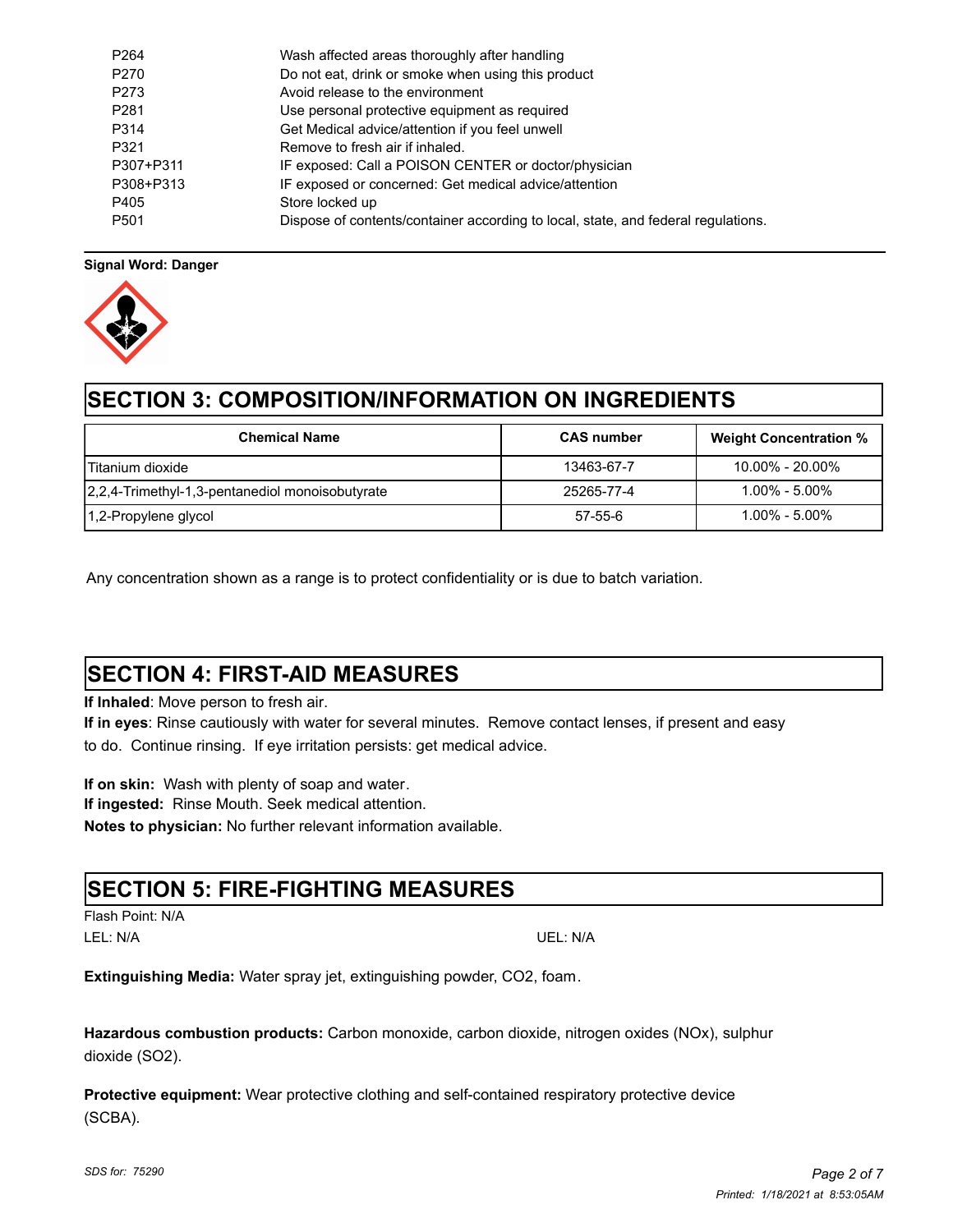| | |
|---|---|
| P264 | Wash affected areas thoroughly after handling |
| P270 | Do not eat, drink or smoke when using this product |
| P273 | Avoid release to the environment |
| P281 | Use personal protective equipment as required |
| P314 | Get Medical advice/attention if you feel unwell |
| P321 | Remove to fresh air if inhaled. |
| P307+P311 | IF exposed: Call a POISON CENTER or doctor/physician |
| P308+P313 | IF exposed or concerned: Get medical advice/attention |
| P405 | Store locked up |
| P501 | Dispose of contents/container according to local, state, and federal regulations. |

**Signal Word: Danger**

## SECTION 3: COMPOSITION/INFORMATION ON INGREDIENTS

| Chemical Name | CAS number | Weight Concentration % |
|---|---|---|
| Titanium dioxide | 13463-67-7 | 10.00% - 20.00% |
| 2,2,4-Trimethyl-1,3-pentanediol monoisobutyrate | 25265-77-4 | 1.00% - 5.00% |
| 1,2-Propylene glycol | 57-55-6 | 1.00% - 5.00% |

Any concentration shown as a range is to protect confidentiality or is due to batch variation.

## SECTION 4: FIRST-AID MEASURES

**If Inhaled**: Move person to fresh air.
**If in eyes**: Rinse cautiously with water for several minutes. Remove contact lenses, if present and easy to do. Continue rinsing. If eye irritation persists: get medical advice.

**If on skin:** Wash with plenty of soap and water.
**If ingested:** Rinse Mouth. Seek medical attention.
**Notes to physician:** No further relevant information available.

## SECTION 5: FIRE-FIGHTING MEASURES

Flash Point: N/A
LEL: N/A UEL: N/A

**Extinguishing Media:** Water spray jet, extinguishing powder, $CO_2$, foam.

**Hazardous combustion products:** Carbon monoxide, carbon dioxide, nitrogen oxides (NOx), sulphur dioxide ($SO_2$).

**Protective equipment:** Wear protective clothing and self-contained respiratory protective device (SCBA).

*SDS for: 75290*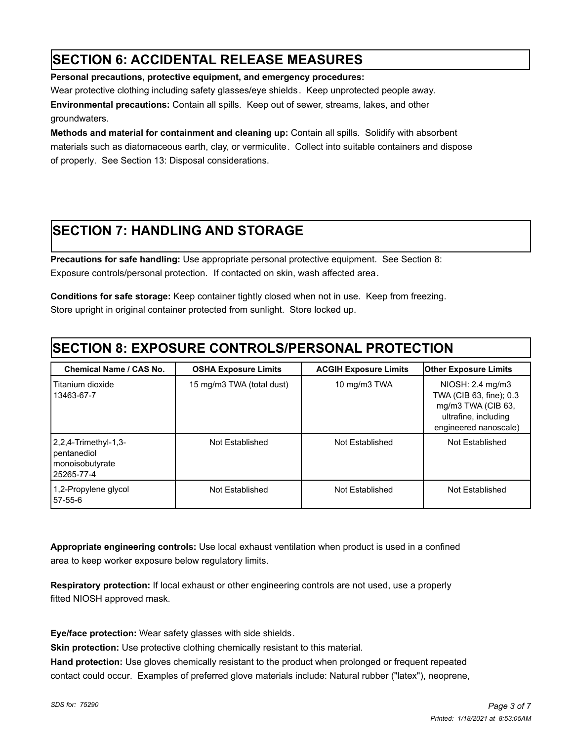## SECTION 6: ACCIDENTAL RELEASE MEASURES

**Personal precautions, protective equipment, and emergency procedures:**
Wear protective clothing including safety glasses/eye shields. Keep unprotected people away.

**Environmental precautions:** Contain all spills. Keep out of sewer, streams, lakes, and other groundwaters.

**Methods and material for containment and cleaning up:** Contain all spills. Solidify with absorbent materials such as diatomaceous earth, clay, or vermiculite. Collect into suitable containers and dispose of properly. See Section 13: Disposal considerations.

## SECTION 7: HANDLING AND STORAGE

**Precautions for safe handling:** Use appropriate personal protective equipment. See Section 8: Exposure controls/personal protection. If contacted on skin, wash affected area.

**Conditions for safe storage:** Keep container tightly closed when not in use. Keep from freezing. Store upright in original container protected from sunlight. Store locked up.

## SECTION 8: EXPOSURE CONTROLS/PERSONAL PROTECTION

| Chemical Name / CAS No. | OSHA Exposure Limits | ACGIH Exposure Limits | Other Exposure Limits |
|---|---|---|---|
| Titanium dioxide 13463-67-7 | 15 mg/m3 TWA (total dust) | 10 mg/m3 TWA | NIOSH: 2.4 mg/m3 TWA (CIB 63, fine); 0.3 mg/m3 TWA (CIB 63, ultrafine, including engineered nanoscale) |
| 2,2,4-Trimethyl-1,3-pentanediol monoisobutyrate 25265-77-4 | Not Established | Not Established | Not Established |
| 1,2-Propylene glycol 57-55-6 | Not Established | Not Established | Not Established |

**Appropriate engineering controls:** Use local exhaust ventilation when product is used in a confined area to keep worker exposure below regulatory limits.

**Respiratory protection:** If local exhaust or other engineering controls are not used, use a properly fitted NIOSH approved mask.

**Eye/face protection:** Wear safety glasses with side shields.

**Skin protection:** Use protective clothing chemically resistant to this material.

**Hand protection:** Use gloves chemically resistant to the product when prolonged or frequent repeated contact could occur. Examples of preferred glove materials include: Natural rubber ("latex"), neoprene,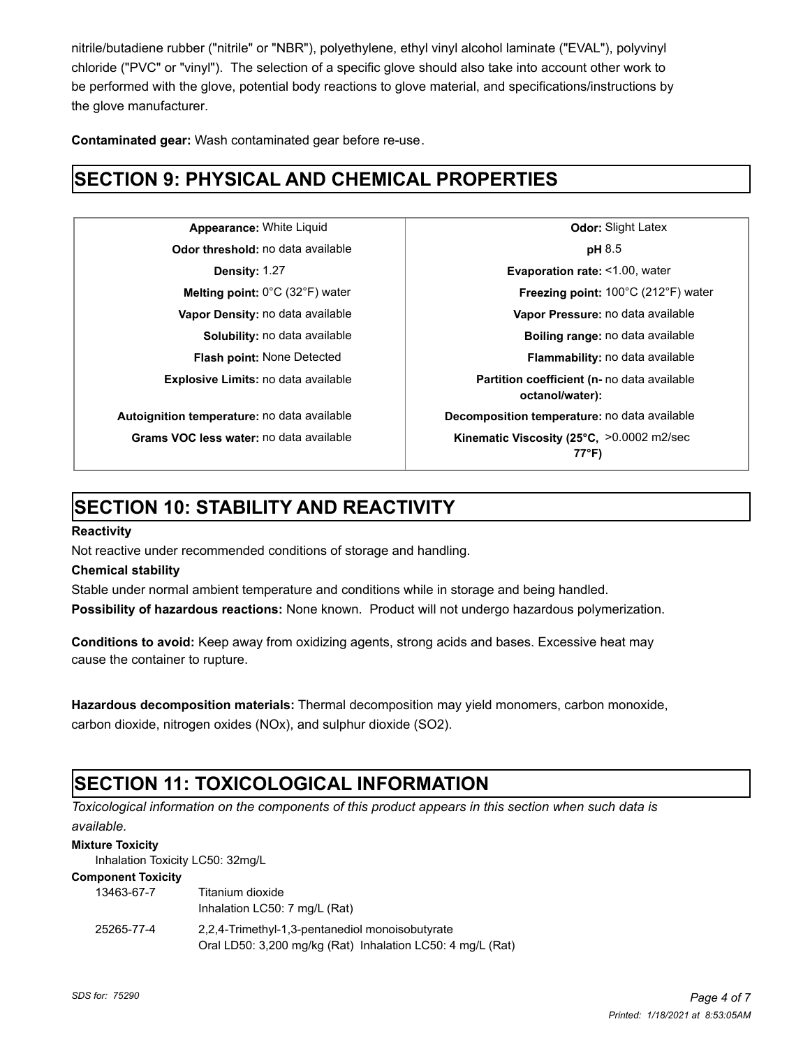nitrile/butadiene rubber ("nitrile" or "NBR"), polyethylene, ethyl vinyl alcohol laminate ("EVAL"), polyvinyl chloride ("PVC" or "vinyl"). The selection of a specific glove should also take into account other work to be performed with the glove, potential body reactions to glove material, and specifications/instructions by the glove manufacturer.

**Contaminated gear:** Wash contaminated gear before re-use.

# SECTION 9: PHYSICAL AND CHEMICAL PROPERTIES

| Property | Value | Property | Value |
|---|---|---|---|
| **Appearance:** | White Liquid | **Odor:** | Slight Latex |
| **Odor threshold:** | no data available | **pH** | 8.5 |
| **Density:** | 1.27 | **Evaporation rate:** | <1.00, water |
| **Melting point:** | 0°C (32°F) water | **Freezing point:** | 100°C (212°F) water |
| **Vapor Density:** | no data available | **Vapor Pressure:** | no data available |
| **Solubility:** | no data available | **Boiling range:** | no data available |
| **Flash point:** | None Detected | **Flammability:** | no data available |
| **Explosive Limits:** | no data available | **Partition coefficient (n-octanol/water):** | no data available |
| **Autoignition temperature:** | no data available | **Decomposition temperature:** | no data available |
| **Grams VOC less water:** | no data available | **Kinematic Viscosity (25°C, 77°F)** | >0.0002 m2/sec |

# SECTION 10: STABILITY AND REACTIVITY

**Reactivity**

Not reactive under recommended conditions of storage and handling.

**Chemical stability**

Stable under normal ambient temperature and conditions while in storage and being handled.

**Possibility of hazardous reactions:** None known. Product will not undergo hazardous polymerization.

**Conditions to avoid:** Keep away from oxidizing agents, strong acids and bases. Excessive heat may cause the container to rupture.

**Hazardous decomposition materials:** Thermal decomposition may yield monomers, carbon monoxide, carbon dioxide, nitrogen oxides (NOx), and sulphur dioxide (SO2).

# SECTION 11: TOXICOLOGICAL INFORMATION

*Toxicological information on the components of this product appears in this section when such data is available.*

**Mixture Toxicity**

Inhalation Toxicity LC50: 32mg/L

**Component Toxicity**

| | |
|---|---|
| 13463-67-7 | Titanium dioxide<br>Inhalation LC50: 7 mg/L (Rat) |
| 25265-77-4 | 2,2,4-Trimethyl-1,3-pentanediol monoisobutyrate<br>Oral LD50: 3,200 mg/kg (Rat) Inhalation LC50: 4 mg/L (Rat) |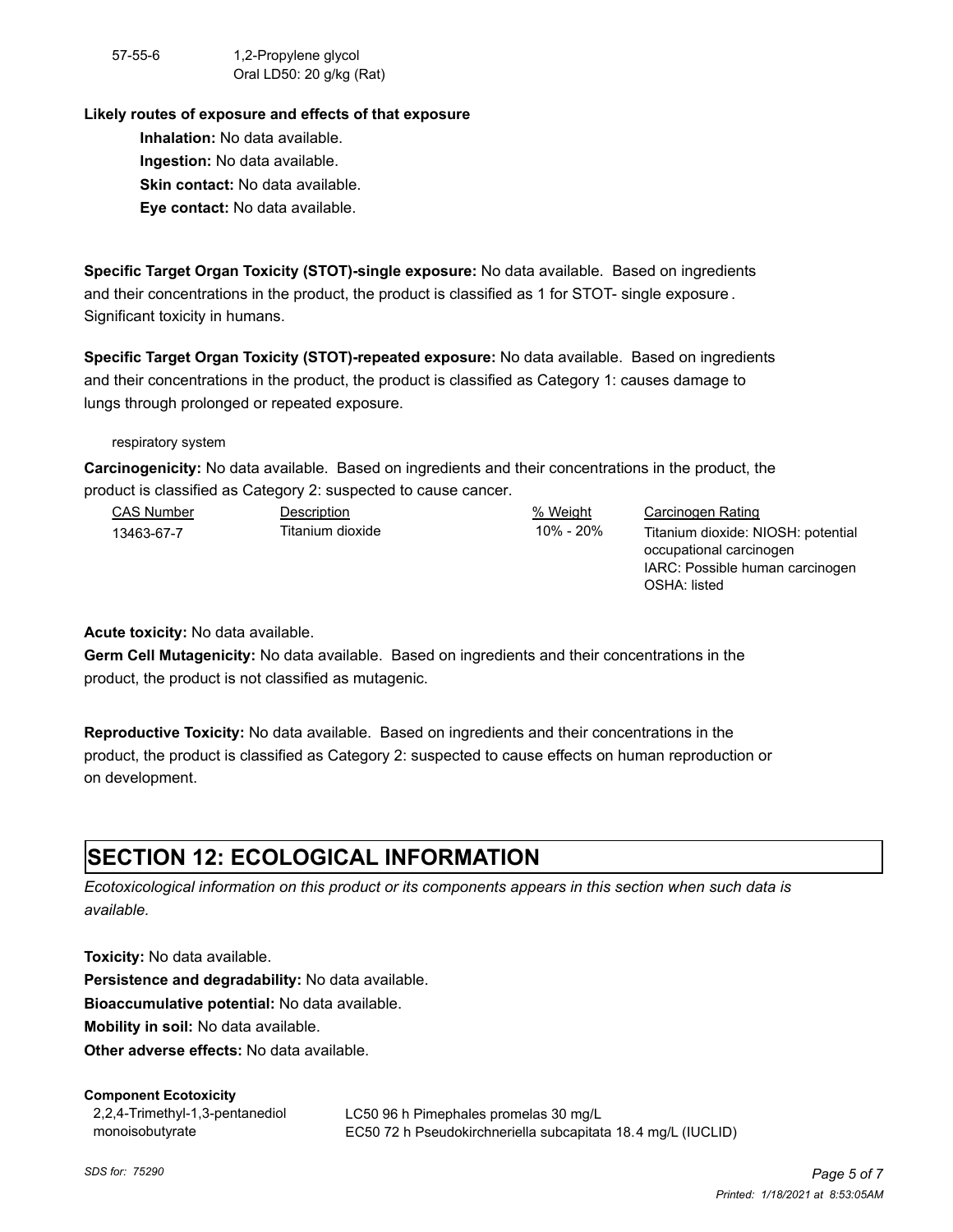| | |
|---|---|
| 57-55-6 | 1,2-Propylene glycol<br>Oral LD50: 20 g/kg (Rat) |

**Likely routes of exposure and effects of that exposure**

**Inhalation:** No data available.

**Ingestion:** No data available.

**Skin contact:** No data available.

**Eye contact:** No data available.

**Specific Target Organ Toxicity (STOT)-single exposure:** No data available. Based on ingredients and their concentrations in the product, the product is classified as 1 for STOT- single exposure. Significant toxicity in humans.

**Specific Target Organ Toxicity (STOT)-repeated exposure:** No data available. Based on ingredients and their concentrations in the product, the product is classified as Category 1: causes damage to lungs through prolonged or repeated exposure.

respiratory system

**Carcinogenicity:** No data available. Based on ingredients and their concentrations in the product, the product is classified as Category 2: suspected to cause cancer.

| CAS Number | Description | % Weight | Carcinogen Rating |
|---|---|---|---|
| 13463-67-7 | Titanium dioxide | 10% - 20% | Titanium dioxide: NIOSH: potential occupational carcinogen<br>IARC: Possible human carcinogen<br>OSHA: listed |

**Acute toxicity:** No data available.

**Germ Cell Mutagenicity:** No data available. Based on ingredients and their concentrations in the product, the product is not classified as mutagenic.

**Reproductive Toxicity:** No data available. Based on ingredients and their concentrations in the product, the product is classified as Category 2: suspected to cause effects on human reproduction or on development.

# SECTION 12: ECOLOGICAL INFORMATION

*Ecotoxicological information on this product or its components appears in this section when such data is available.*

**Toxicity:** No data available.

**Persistence and degradability:** No data available.

**Bioaccumulative potential:** No data available.

**Mobility in soil:** No data available.

**Other adverse effects:** No data available.

**Component Ecotoxicity**

| | |
|---|---|
| 2,2,4-Trimethyl-1,3-pentanediol monoisobutyrate | LC50 96 h Pimephales promelas 30 mg/L<br>EC50 72 h Pseudokirchneriella subcapitata 18.4 mg/L (IUCLID) |

SDS for: 75290

Printed: 1/18/2021 at 8:53:05AM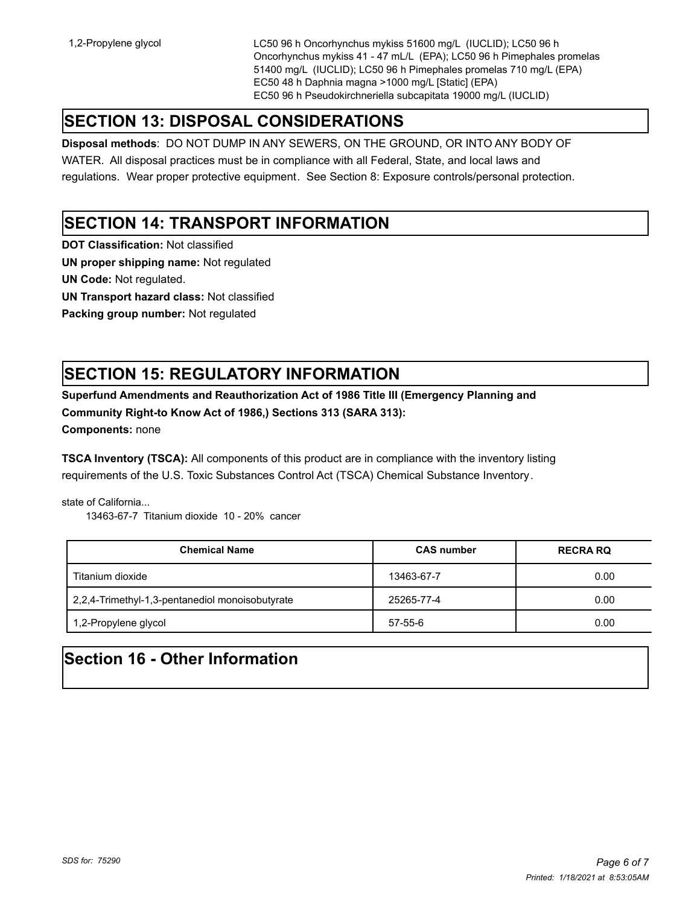1,2-Propylene glycol    LC50 96 h Oncorhynchus mykiss 51600 mg/L (IUCLID); LC50 96 h Oncorhynchus mykiss 41 - 47 mL/L (EPA); LC50 96 h Pimephales promelas 51400 mg/L (IUCLID); LC50 96 h Pimephales promelas 710 mg/L (EPA)
EC50 48 h Daphnia magna >1000 mg/L [Static] (EPA)
EC50 96 h Pseudokirchneriella subcapitata 19000 mg/L (IUCLID)

## SECTION 13: DISPOSAL CONSIDERATIONS

**Disposal methods**: DO NOT DUMP IN ANY SEWERS, ON THE GROUND, OR INTO ANY BODY OF WATER. All disposal practices must be in compliance with all Federal, State, and local laws and regulations. Wear proper protective equipment. See Section 8: Exposure controls/personal protection.

## SECTION 14: TRANSPORT INFORMATION

**DOT Classification:** Not classified
**UN proper shipping name:** Not regulated
**UN Code:** Not regulated.
**UN Transport hazard class:** Not classified
**Packing group number:** Not regulated

## SECTION 15: REGULATORY INFORMATION

**Superfund Amendments and Reauthorization Act of 1986 Title III (Emergency Planning and Community Right-to Know Act of 1986,) Sections 313 (SARA 313):**
**Components:** none

**TSCA Inventory (TSCA):** All components of this product are in compliance with the inventory listing requirements of the U.S. Toxic Substances Control Act (TSCA) Chemical Substance Inventory.

state of California...
13463-67-7 Titanium dioxide 10 - 20% cancer

| Chemical Name | CAS number | RECRA RQ |
| --- | --- | --- |
| Titanium dioxide | 13463-67-7 | 0.00 |
| 2,2,4-Trimethyl-1,3-pentanediol monoisobutyrate | 25265-77-4 | 0.00 |
| 1,2-Propylene glycol | 57-55-6 | 0.00 |

## Section 16 - Other Information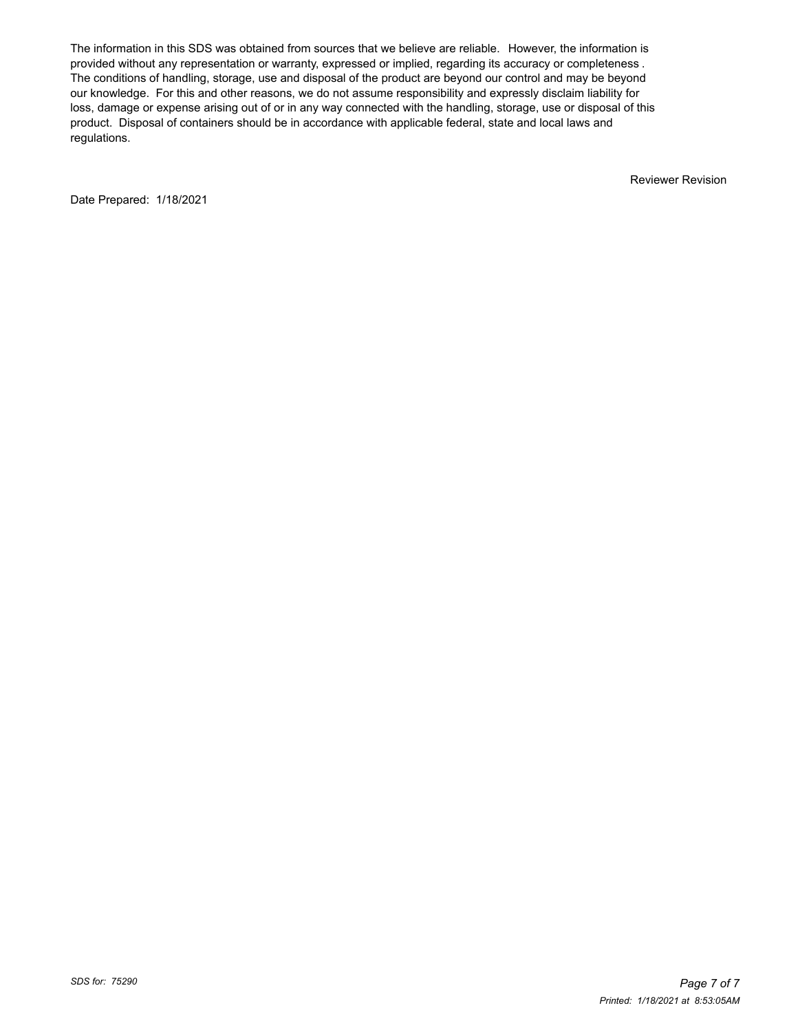The information in this SDS was obtained from sources that we believe are reliable. However, the information is provided without any representation or warranty, expressed or implied, regarding its accuracy or completeness . The conditions of handling, storage, use and disposal of the product are beyond our control and may be beyond our knowledge. For this and other reasons, we do not assume responsibility and expressly disclaim liability for loss, damage or expense arising out of or in any way connected with the handling, storage, use or disposal of this product. Disposal of containers should be in accordance with applicable federal, state and local laws and regulations.

Reviewer Revision

Date Prepared: 1/18/2021